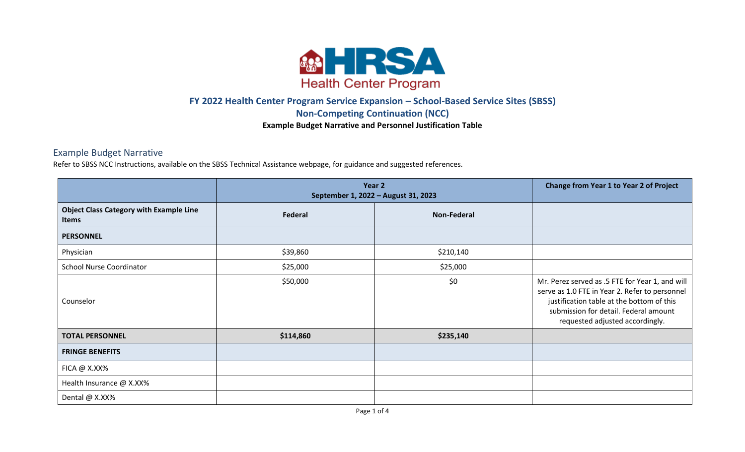HRSA Health Center Program

## FY 2022 Health Center Program Service Expansion – School-Based Service Sites (SBSS)

## Non-Competing Continuation (NCC)

**Example Budget Narrative and Personnel Justification Table**

### Example Budget Narrative

Refer to SBSS NCC Instructions, available on the SBSS Technical Assistance webpage, for guidance and suggested references.

| | **Year 2 September 1, 2022 – August 31, 2023** | | **Change from Year 1 to Year 2 of Project** |
|---|---|---|---|
| **Object Class Category with Example Line Items** | **Federal** | **Non-Federal** | |
| **PERSONNEL** | | | |
| Physician | $39,860 | $210,140 | |
| School Nurse Coordinator | $25,000 | $25,000 | |
| Counselor | $50,000 | $0 | Mr. Perez served as .5 FTE for Year 1, and will serve as 1.0 FTE in Year 2. Refer to personnel justification table at the bottom of this submission for detail. Federal amount requested adjusted accordingly. |
| **TOTAL PERSONNEL** | **$114,860** | **$235,140** | |
| **FRINGE BENEFITS** | | | |
| FICA @ X.XX% | | | |
| Health Insurance @ X.XX% | | | |
| Dental @ X.XX% | | | |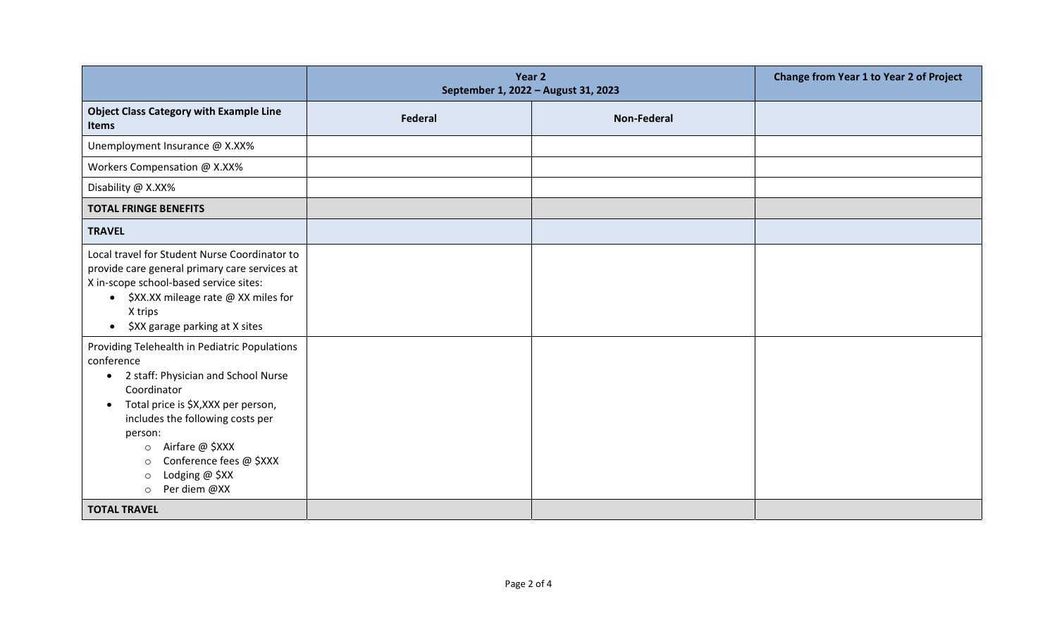| | Year 2<br>September 1, 2022 – August 31, 2023 | | Change from Year 1 to Year 2 of Project |
|---|---|---|---|
| **Object Class Category with Example Line Items** | **Federal** | **Non-Federal** | |
| Unemployment Insurance @ X.XX% | | | |
| Workers Compensation @ X.XX% | | | |
| Disability @ X.XX% | | | |
| **TOTAL FRINGE BENEFITS** | | | |
| **TRAVEL** | | | |
| Local travel for Student Nurse Coordinator to provide care general primary care services at X in-scope school-based service sites:<br>• $XX.XX mileage rate @ XX miles for X trips<br>• $XX garage parking at X sites | | | |
| Providing Telehealth in Pediatric Populations conference<br>• 2 staff: Physician and School Nurse Coordinator<br>• Total price is $X,XXX per person, includes the following costs per person:<br>&nbsp;&nbsp;&nbsp;&nbsp;○ Airfare @ $XXX<br>&nbsp;&nbsp;&nbsp;&nbsp;○ Conference fees @ $XXX<br>&nbsp;&nbsp;&nbsp;&nbsp;○ Lodging @ $XX<br>&nbsp;&nbsp;&nbsp;&nbsp;○ Per diem @XX | | | |
| **TOTAL TRAVEL** | | | |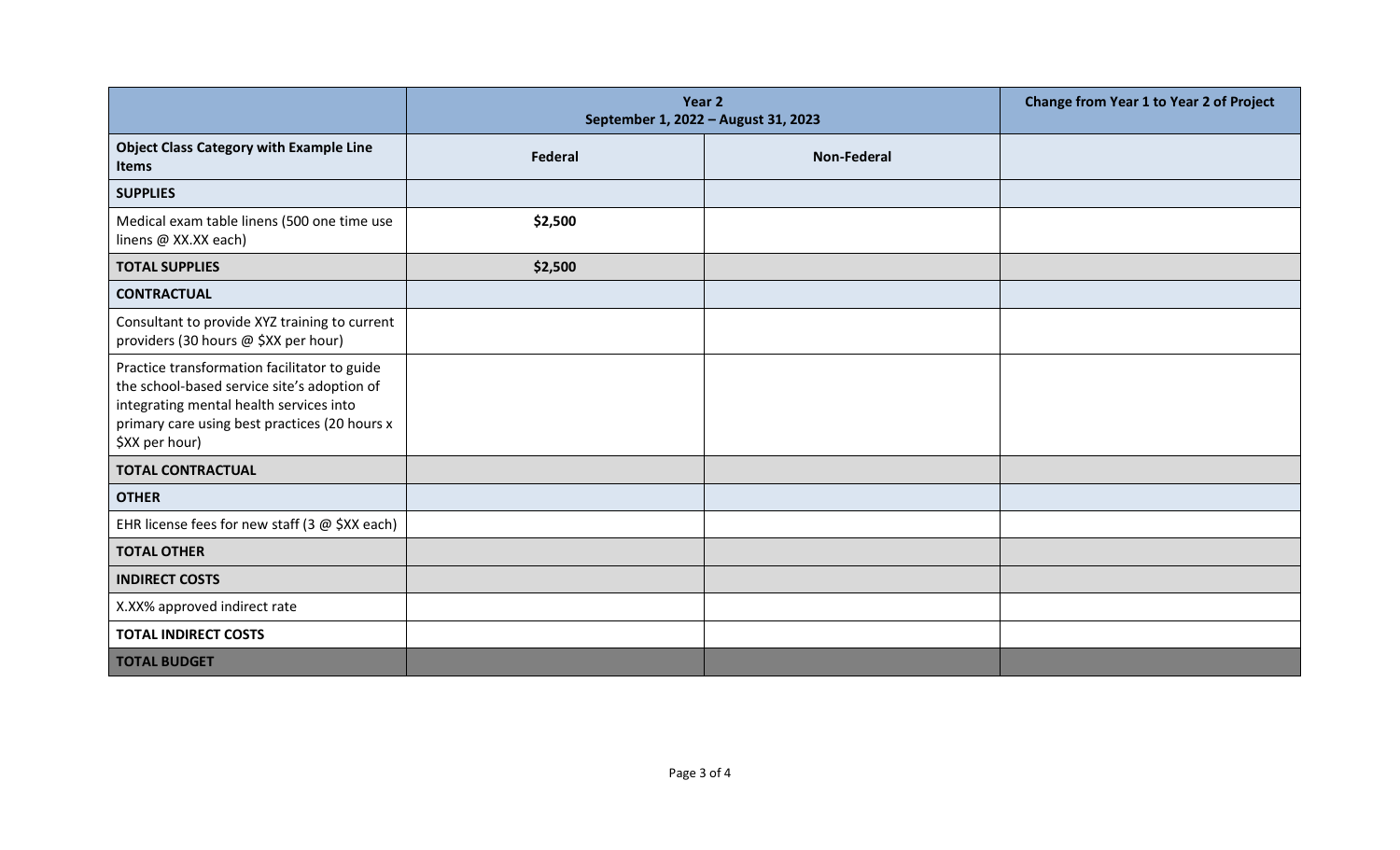| | Year 2<br>September 1, 2022 – August 31, 2023 | | Change from Year 1 to Year 2 of Project |
|---|---|---|---|
| **Object Class Category with Example Line Items** | **Federal** | **Non-Federal** | |
| **SUPPLIES** | | | |
| Medical exam table linens (500 one time use linens @ XX.XX each) | **$2,500** | | |
| **TOTAL SUPPLIES** | **$2,500** | | |
| **CONTRACTUAL** | | | |
| Consultant to provide XYZ training to current providers (30 hours @ $XX per hour) | | | |
| Practice transformation facilitator to guide the school-based service site's adoption of integrating mental health services into primary care using best practices (20 hours x $XX per hour) | | | |
| **TOTAL CONTRACTUAL** | | | |
| **OTHER** | | | |
| EHR license fees for new staff (3 @ $XX each) | | | |
| **TOTAL OTHER** | | | |
| **INDIRECT COSTS** | | | |
| X.XX% approved indirect rate | | | |
| **TOTAL INDIRECT COSTS** | | | |
| **TOTAL BUDGET** | | | |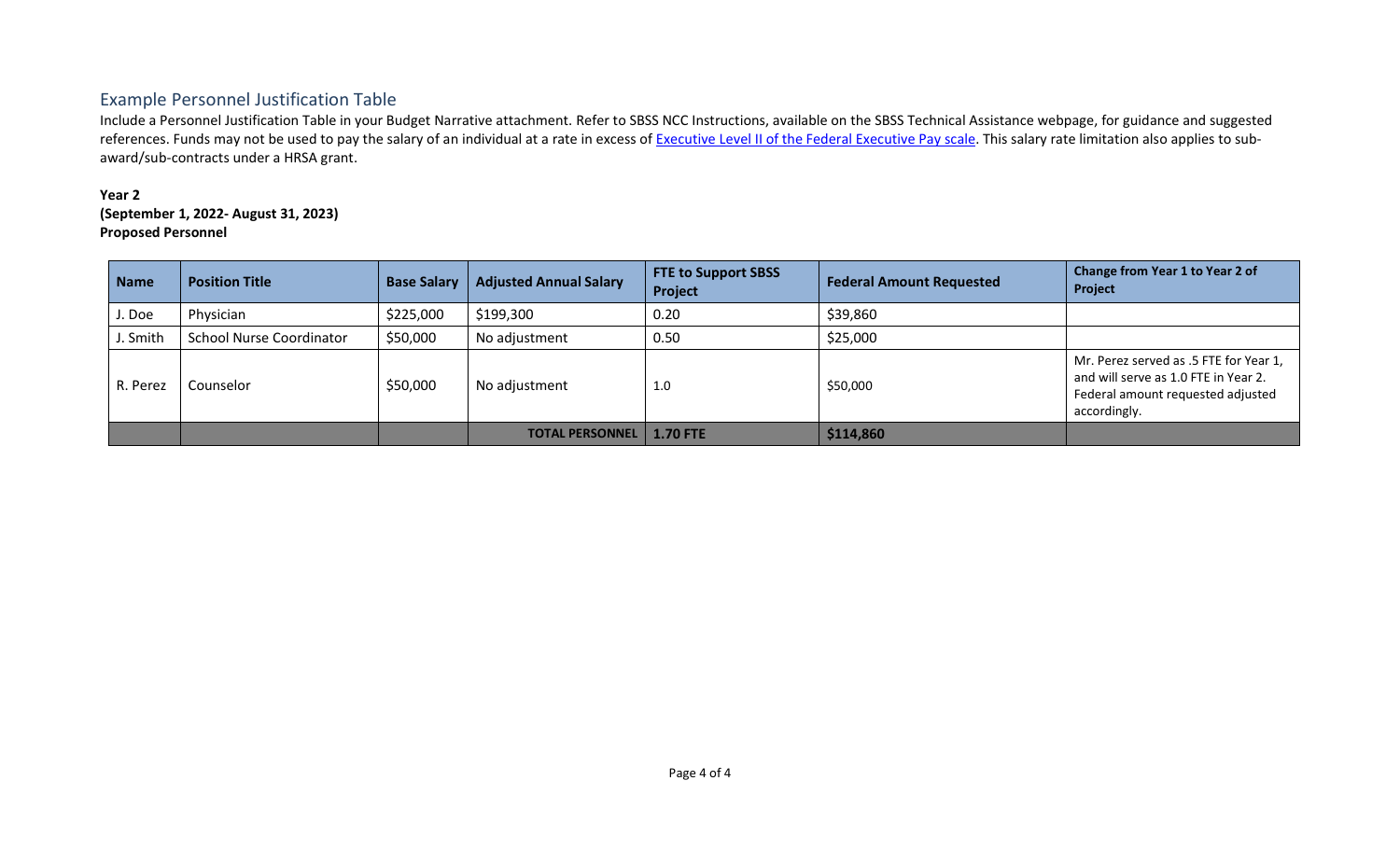## Example Personnel Justification Table

Include a Personnel Justification Table in your Budget Narrative attachment. Refer to SBSS NCC Instructions, available on the SBSS Technical Assistance webpage, for guidance and suggested references. Funds may not be used to pay the salary of an individual at a rate in excess of [Executive Level II of the Federal Executive Pay scale](). This salary rate limitation also applies to sub-award/sub-contracts under a HRSA grant.

**Year 2**
**(September 1, 2022- August 31, 2023)**
**Proposed Personnel**

| Name | Position Title | Base Salary | Adjusted Annual Salary | FTE to Support SBSS Project | Federal Amount Requested | Change from Year 1 to Year 2 of Project |
|---|---|---|---|---|---|---|
| J. Doe | Physician | $225,000 | $199,300 | 0.20 | $39,860 | |
| J. Smith | School Nurse Coordinator | $50,000 | No adjustment | 0.50 | $25,000 | |
| R. Perez | Counselor | $50,000 | No adjustment | 1.0 | $50,000 | Mr. Perez served as .5 FTE for Year 1, and will serve as 1.0 FTE in Year 2. Federal amount requested adjusted accordingly. |
| | | | **TOTAL PERSONNEL** | **1.70 FTE** | **$114,860** | |